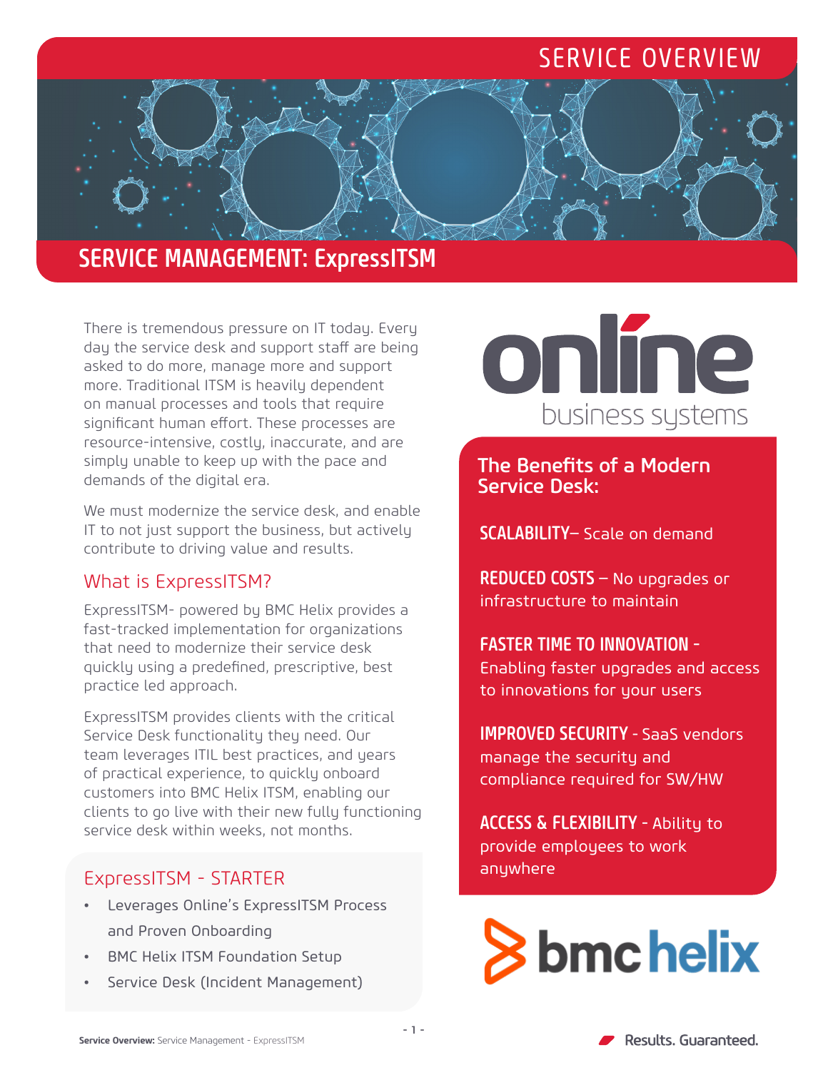SERVICE OVERVIEW

# SERVICE MANAGEMENT: ExpressITSM

There is tremendous pressure on IT today. Every day the service desk and support staff are being asked to do more, manage more and support more. Traditional ITSM is heavily dependent on manual processes and tools that require significant human effort. These processes are resource-intensive, costly, inaccurate, and are simply unable to keep up with the pace and demands of the digital era.

We must modernize the service desk, and enable IT to not just support the business, but actively contribute to driving value and results.

## What is ExpressITSM?

ExpressITSM- powered by BMC Helix provides a fast-tracked implementation for organizations that need to modernize their service desk quickly using a predefined, prescriptive, best practice led approach.

ExpressITSM provides clients with the critical Service Desk functionality they need. Our team leverages ITIL best practices, and years of practical experience, to quickly onboard customers into BMC Helix ITSM, enabling our clients to go live with their new fully functioning service desk within weeks, not months.

## ExpressITSM - STARTER

- Leverages Online's ExpressITSM Process and Proven Onboarding
- BMC Helix ITSM Foundation Setup
- Service Desk (Incident Management)

## The Benefits of a Modern Service Desk:

**SCALABILITY**– Scale on demand

**REDUCED COSTS** – No upgrades or infrastructure to maintain

**FASTER TIME TO INNOVATION** - Enabling faster upgrades and access to innovations for your users

**IMPROVED SECURITY** - SaaS vendors manage the security and compliance required for SW/HW

**ACCESS & FLEXIBILITY** - Ability to provide employees to work anywhere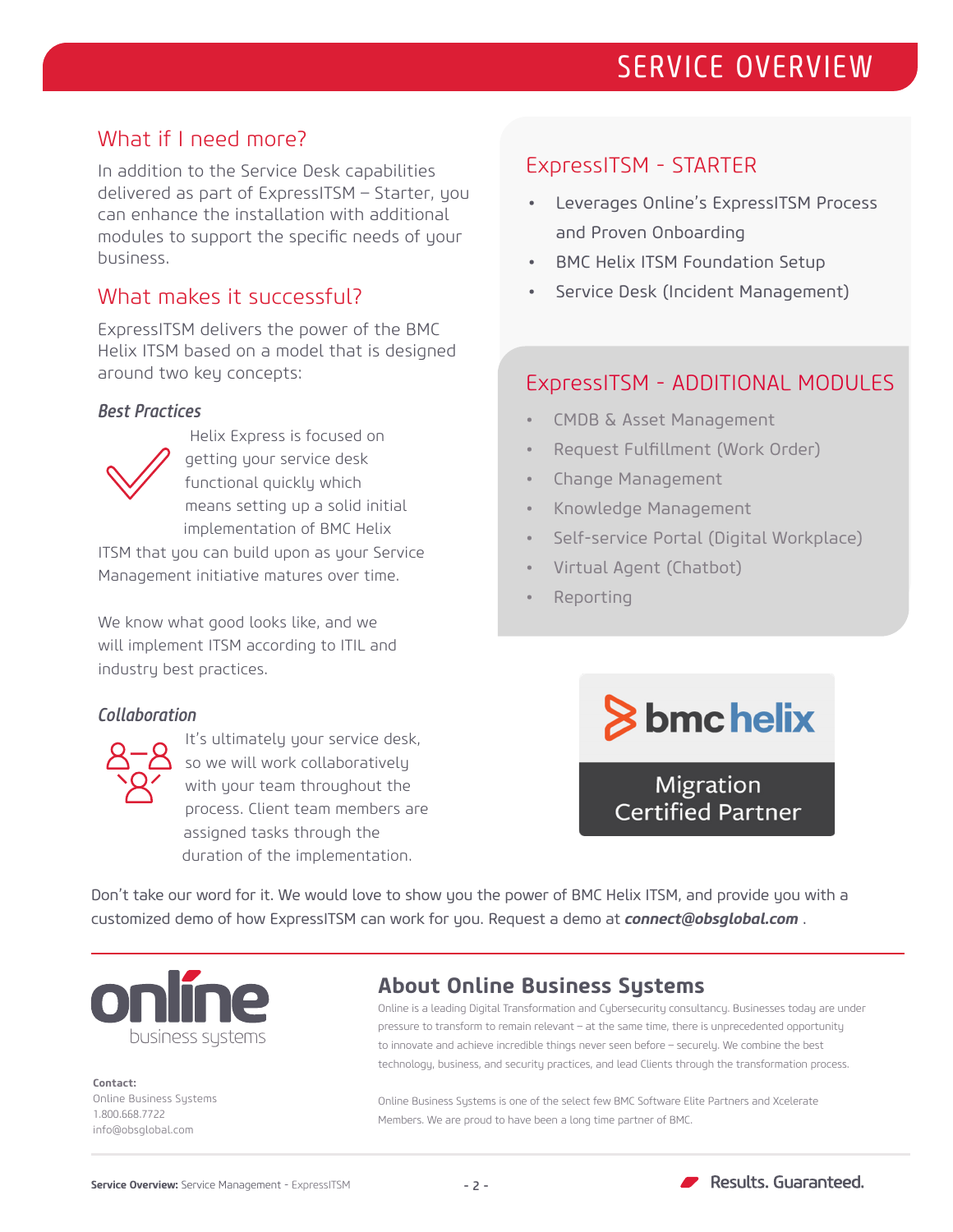# SERVICE OVERVIEW

## What if I need more?

In addition to the Service Desk capabilities delivered as part of ExpressITSM – Starter, you can enhance the installation with additional modules to support the specific needs of your business.

## What makes it successful?

ExpressITSM delivers the power of the BMC Helix ITSM based on a model that is designed around two key concepts:

### *Best Practices*

Helix Express is focused on getting your service desk functional quickly which means setting up a solid initial implementation of BMC Helix ITSM that you can build upon as your Service Management initiative matures over time.

We know what good looks like, and we will implement ITSM according to ITIL and industry best practices.

### *Collaboration*

It's ultimately your service desk, so we will work collaboratively with your team throughout the process. Client team members are assigned tasks through the duration of the implementation.

## ExpressITSM - STARTER

- Leverages Online's ExpressITSM Process and Proven Onboarding
- BMC Helix ITSM Foundation Setup
- Service Desk (Incident Management)

## ExpressITSM - ADDITIONAL MODULES

- CMDB & Asset Management
- Request Fulfillment (Work Order)
- Change Management
- Knowledge Management
- Self-service Portal (Digital Workplace)
- Virtual Agent (Chatbot)
- Reporting

bmc helix

Migration Certified Partner

Don't take our word for it. We would love to show you the power of BMC Helix ITSM, and provide you with a customized demo of how ExpressITSM can work for you. Request a demo at ***connect@obsglobal.com*** .

online business systems

**Contact:**
Online Business Systems
1.800.668.7722
info@obsglobal.com

## About Online Business Systems

Online is a leading Digital Transformation and Cybersecurity consultancy. Businesses today are under pressure to transform to remain relevant – at the same time, there is unprecedented opportunity to innovate and achieve incredible things never seen before – securely. We combine the best technology, business, and security practices, and lead Clients through the transformation process.

Online Business Systems is one of the select few BMC Software Elite Partners and Xcelerate Members. We are proud to have been a long time partner of BMC.

Results. Guaranteed.